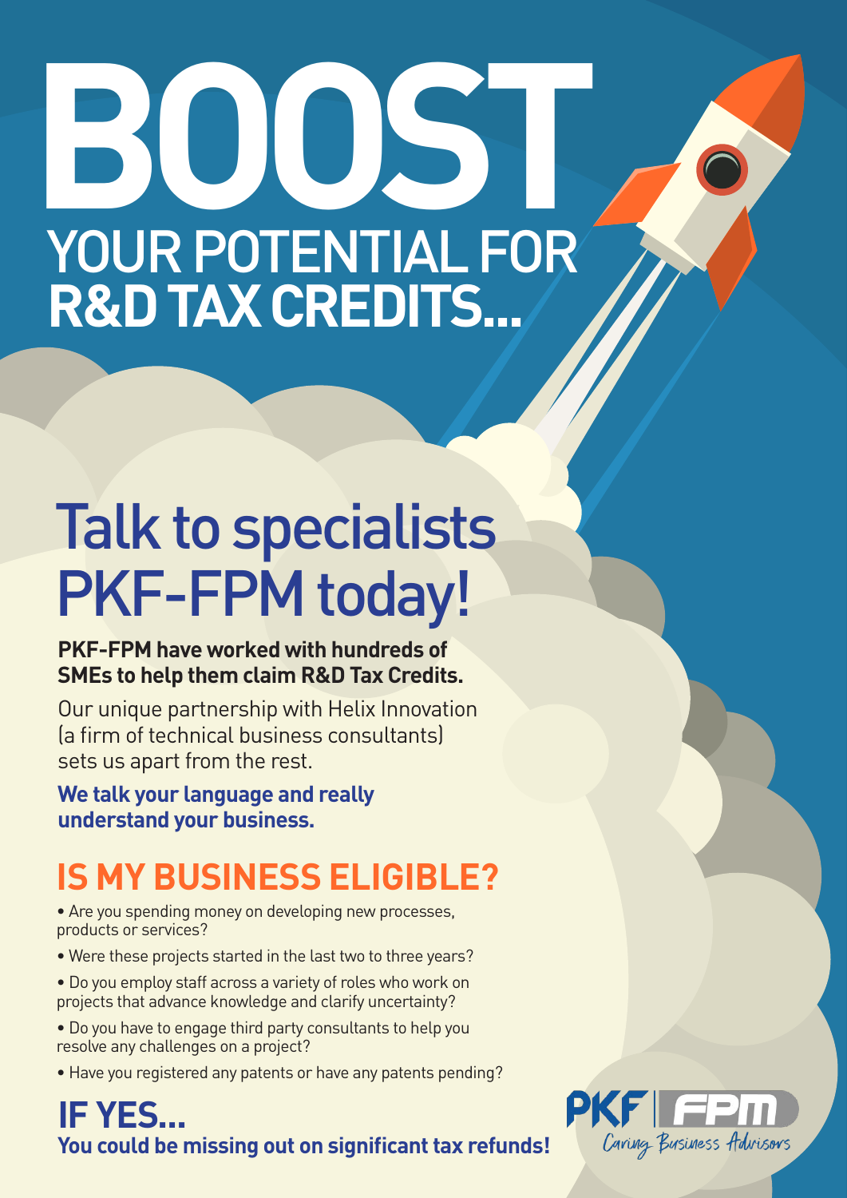# BOOST YOUR POTENTIAL FOR R&D TAX CREDITS...

## Talk to specialists PKF-FPM today!

**PKF-FPM have worked with hundreds of SMEs to help them claim R&D Tax Credits.**

Our unique partnership with Helix Innovation (a firm of technical business consultants) sets us apart from the rest.

**We talk your language and really understand your business.**

## IS MY BUSINESS ELIGIBLE?

- Are you spending money on developing new processes, products or services?
- Were these projects started in the last two to three years?
- Do you employ staff across a variety of roles who work on projects that advance knowledge and clarify uncertainty?
- Do you have to engage third party consultants to help you resolve any challenges on a project?
- Have you registered any patents or have any patents pending?

## IF YES...

**You could be missing out on significant tax refunds!**

PKF | FPM
Caring Business Advisors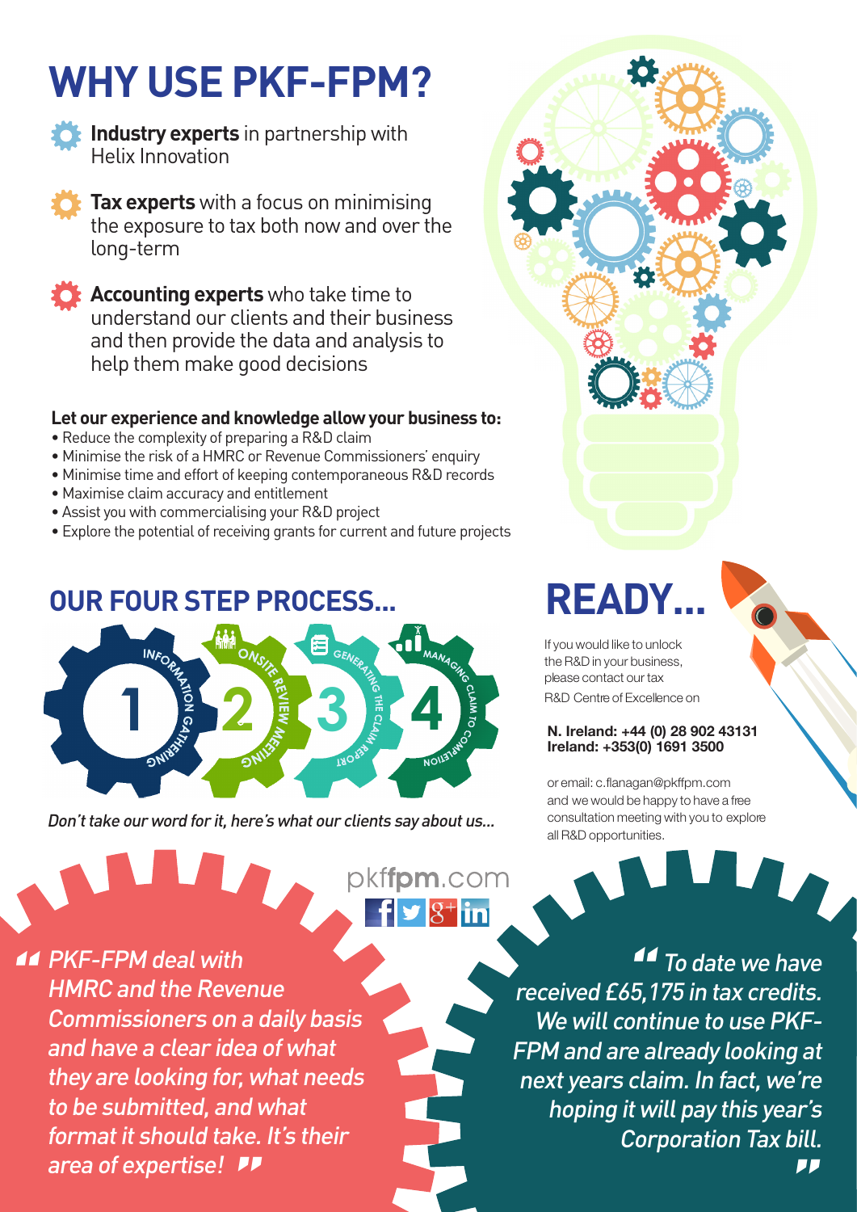# WHY USE PKF-FPM?

- **Industry experts** in partnership with Helix Innovation
- **Tax experts** with a focus on minimising the exposure to tax both now and over the long-term
- **Accounting experts** who take time to understand our clients and their business and then provide the data and analysis to help them make good decisions

**Let our experience and knowledge allow your business to:**

- Reduce the complexity of preparing a R&D claim
- Minimise the risk of a HMRC or Revenue Commissioners' enquiry
- Minimise time and effort of keeping contemporaneous R&D records
- Maximise claim accuracy and entitlement
- Assist you with commercialising your R&D project
- Explore the potential of receiving grants for current and future projects

## OUR FOUR STEP PROCESS...

1. Information Gathering
2. Onsite Review Meeting
3. Generating the Claim Report
4. Managing Claim to Completion

*Don't take our word for it, here's what our clients say about us...*

## READY...

If you would like to unlock the R&D in your business, please contact our tax R&D Centre of Excellence on

**N. Ireland: +44 (0) 28 902 43131**
**Ireland: +353(0) 1691 3500**

or email: c.flanagan@pkffpm.com and we would be happy to have a free consultation meeting with you to explore all R&D opportunities.

pkffpm.com

*"PKF-FPM deal with HMRC and the Revenue Commissioners on a daily basis and have a clear idea of what they are looking for, what needs to be submitted, and what format it should take. It's their area of expertise!"*

*"To date we have received £65,175 in tax credits. We will continue to use PKF-FPM and are already looking at next years claim. In fact, we're hoping it will pay this year's Corporation Tax bill."*